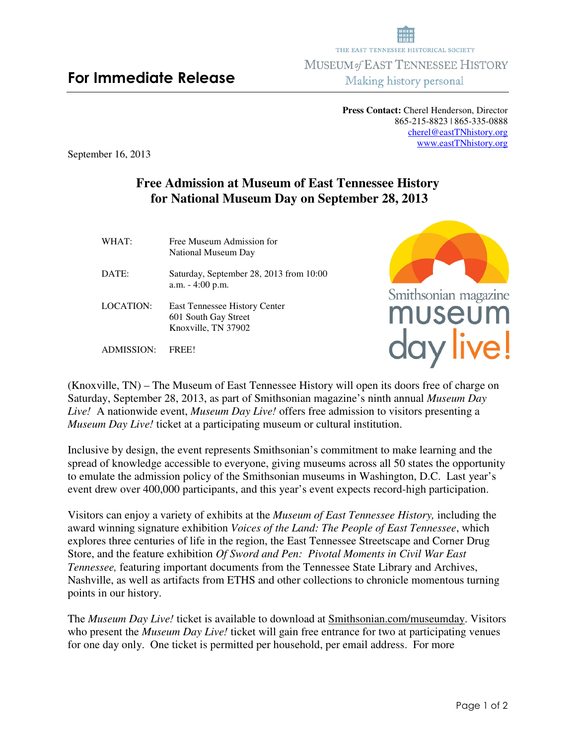THE EAST TENNESSEE HISTORICAL SOCIETY

MUSEUM *of* EAST TENNESSEE HISTORY

Making history personal

## For Immediate Release

**Press Contact:** Cherel Henderson, Director
865-215-8823 | 865-335-0888
cherel@eastTNhistory.org
www.eastTNhistory.org

September 16, 2013

# Free Admission at Museum of East Tennessee History for National Museum Day on September 28, 2013

| | |
|---|---|
| WHAT: | Free Museum Admission for National Museum Day |
| DATE: | Saturday, September 28, 2013 from 10:00 a.m. - 4:00 p.m. |
| LOCATION: | East Tennessee History Center<br>601 South Gay Street<br>Knoxville, TN 37902 |
| ADMISSION: | FREE! |

Smithsonian magazine museum day live!

(Knoxville, TN) – The Museum of East Tennessee History will open its doors free of charge on Saturday, September 28, 2013, as part of Smithsonian magazine's ninth annual *Museum Day Live!* A nationwide event, *Museum Day Live!* offers free admission to visitors presenting a *Museum Day Live!* ticket at a participating museum or cultural institution.

Inclusive by design, the event represents Smithsonian's commitment to make learning and the spread of knowledge accessible to everyone, giving museums across all 50 states the opportunity to emulate the admission policy of the Smithsonian museums in Washington, D.C. Last year's event drew over 400,000 participants, and this year's event expects record-high participation.

Visitors can enjoy a variety of exhibits at the *Museum of East Tennessee History,* including the award winning signature exhibition *Voices of the Land: The People of East Tennessee*, which explores three centuries of life in the region, the East Tennessee Streetscape and Corner Drug Store, and the feature exhibition *Of Sword and Pen: Pivotal Moments in Civil War East Tennessee,* featuring important documents from the Tennessee State Library and Archives, Nashville, as well as artifacts from ETHS and other collections to chronicle momentous turning points in our history.

The *Museum Day Live!* ticket is available to download at Smithsonian.com/museumday. Visitors who present the *Museum Day Live!* ticket will gain free entrance for two at participating venues for one day only. One ticket is permitted per household, per email address. For more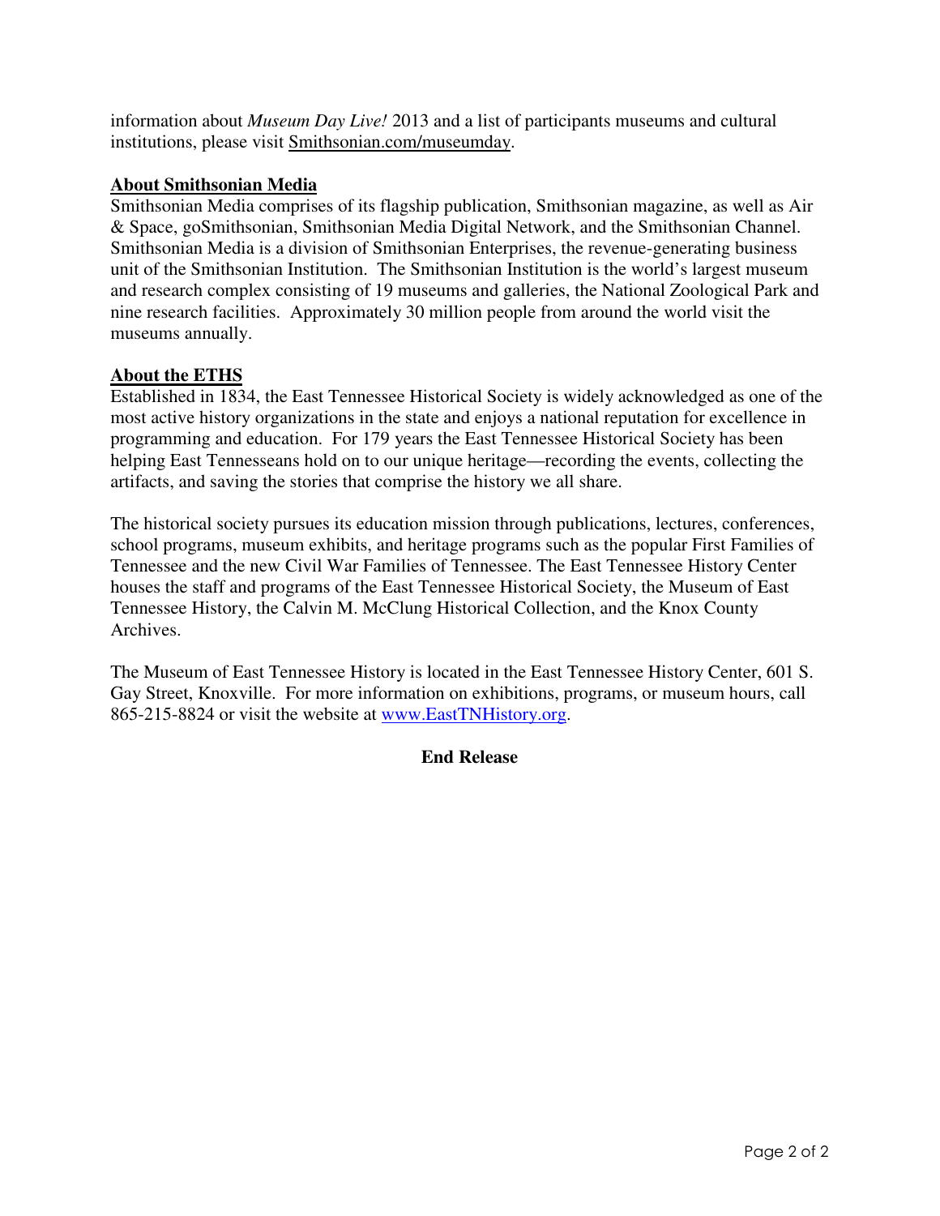information about *Museum Day Live!* 2013 and a list of participants museums and cultural institutions, please visit Smithsonian.com/museumday.

## About Smithsonian Media

Smithsonian Media comprises of its flagship publication, Smithsonian magazine, as well as Air & Space, goSmithsonian, Smithsonian Media Digital Network, and the Smithsonian Channel. Smithsonian Media is a division of Smithsonian Enterprises, the revenue-generating business unit of the Smithsonian Institution. The Smithsonian Institution is the world's largest museum and research complex consisting of 19 museums and galleries, the National Zoological Park and nine research facilities. Approximately 30 million people from around the world visit the museums annually.

## About the ETHS

Established in 1834, the East Tennessee Historical Society is widely acknowledged as one of the most active history organizations in the state and enjoys a national reputation for excellence in programming and education. For 179 years the East Tennessee Historical Society has been helping East Tennesseans hold on to our unique heritage—recording the events, collecting the artifacts, and saving the stories that comprise the history we all share.

The historical society pursues its education mission through publications, lectures, conferences, school programs, museum exhibits, and heritage programs such as the popular First Families of Tennessee and the new Civil War Families of Tennessee. The East Tennessee History Center houses the staff and programs of the East Tennessee Historical Society, the Museum of East Tennessee History, the Calvin M. McClung Historical Collection, and the Knox County Archives.

The Museum of East Tennessee History is located in the East Tennessee History Center, 601 S. Gay Street, Knoxville. For more information on exhibitions, programs, or museum hours, call 865-215-8824 or visit the website at www.EastTNHistory.org.

**End Release**